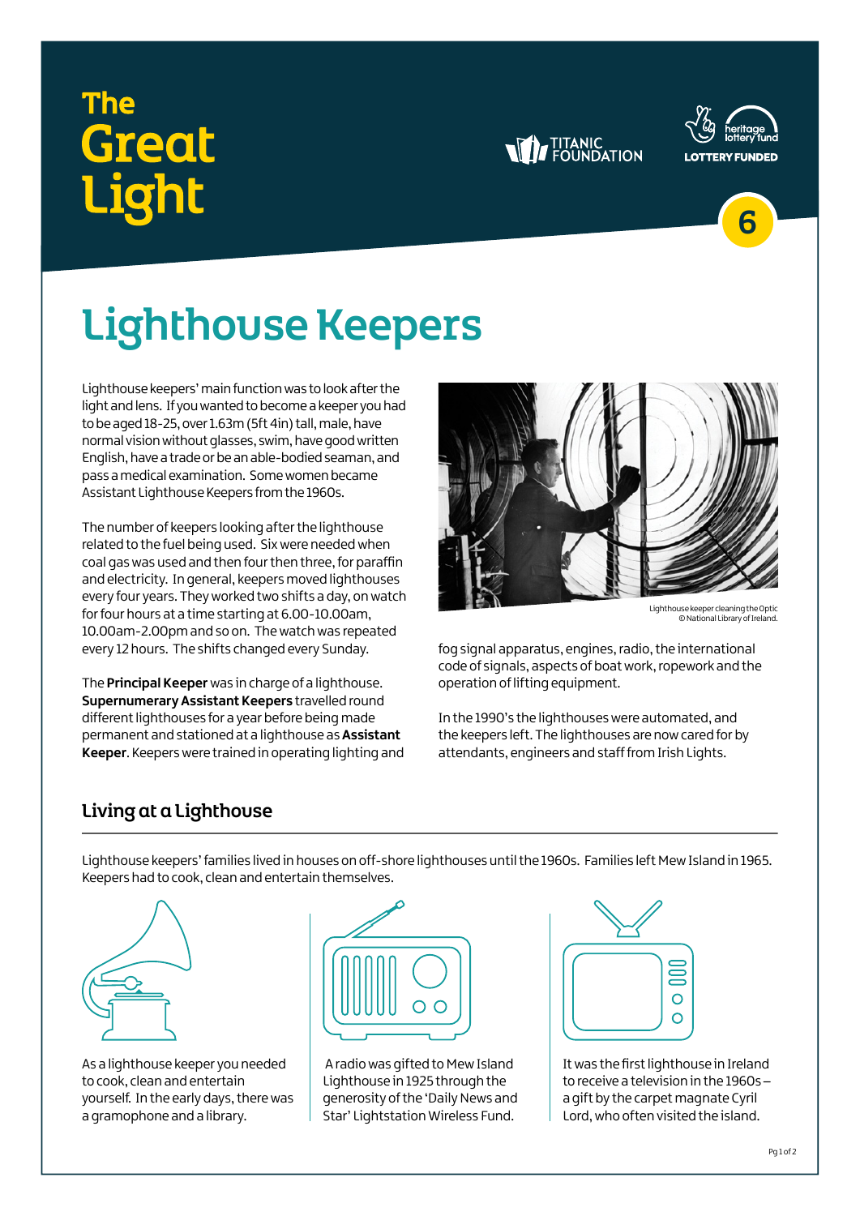# The Great Light

6

# Lighthouse Keepers

Lighthouse keepers' main function was to look after the light and lens. If you wanted to become a keeper you had to be aged 18-25, over 1.63m (5ft 4in) tall, male, have normal vision without glasses, swim, have good written English, have a trade or be an able-bodied seaman, and pass a medical examination. Some women became Assistant Lighthouse Keepers from the 1960s.

The number of keepers looking after the lighthouse related to the fuel being used. Six were needed when coal gas was used and then four then three, for paraffin and electricity. In general, keepers moved lighthouses every four years. They worked two shifts a day, on watch for four hours at a time starting at 6.00-10.00am, 10.00am-2.00pm and so on. The watch was repeated every 12 hours. The shifts changed every Sunday.

The **Principal Keeper** was in charge of a lighthouse. **Supernumerary Assistant Keepers** travelled round different lighthouses for a year before being made permanent and stationed at a lighthouse as **Assistant Keeper**. Keepers were trained in operating lighting and fog signal apparatus, engines, radio, the international code of signals, aspects of boat work, ropework and the operation of lifting equipment.

Lighthouse keeper cleaning the Optic
© National Library of Ireland.

In the 1990's the lighthouses were automated, and the keepers left. The lighthouses are now cared for by attendants, engineers and staff from Irish Lights.

## Living at a Lighthouse

Lighthouse keepers' families lived in houses on off-shore lighthouses until the 1960s. Families left Mew Island in 1965. Keepers had to cook, clean and entertain themselves.

As a lighthouse keeper you needed to cook, clean and entertain yourself. In the early days, there was a gramophone and a library.

A radio was gifted to Mew Island Lighthouse in 1925 through the generosity of the 'Daily News and Star' Lightstation Wireless Fund.

It was the first lighthouse in Ireland to receive a television in the 1960s – a gift by the carpet magnate Cyril Lord, who often visited the island.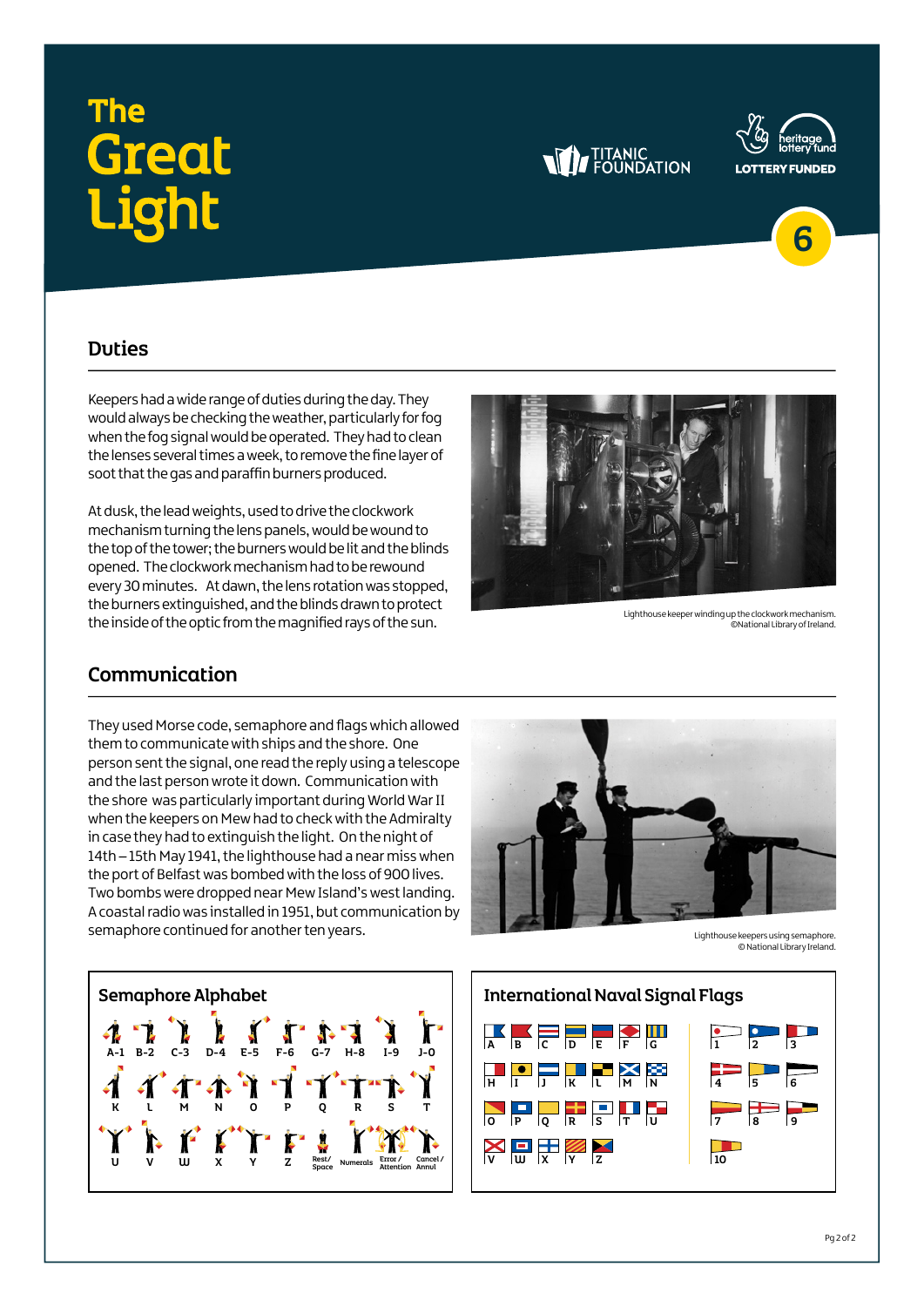# The Great Light

TITANIC FOUNDATION

heritage lottery fund LOTTERY FUNDED

6

## Duties

Keepers had a wide range of duties during the day. They would always be checking the weather, particularly for fog when the fog signal would be operated. They had to clean the lenses several times a week, to remove the fine layer of soot that the gas and paraffin burners produced.

At dusk, the lead weights, used to drive the clockwork mechanism turning the lens panels, would be wound to the top of the tower; the burners would be lit and the blinds opened. The clockwork mechanism had to be rewound every 30 minutes. At dawn, the lens rotation was stopped, the burners extinguished, and the blinds drawn to protect the inside of the optic from the magnified rays of the sun.

Lighthouse keeper winding up the clockwork mechanism. ©National Library of Ireland.

## Communication

They used Morse code, semaphore and flags which allowed them to communicate with ships and the shore. One person sent the signal, one read the reply using a telescope and the last person wrote it down. Communication with the shore was particularly important during World War II when the keepers on Mew had to check with the Admiralty in case they had to extinguish the light. On the night of 14th – 15th May 1941, the lighthouse had a near miss when the port of Belfast was bombed with the loss of 900 lives. Two bombs were dropped near Mew Island's west landing. A coastal radio was installed in 1951, but communication by semaphore continued for another ten years.

Lighthouse keepers using semaphore. © National Library Ireland.

### Semaphore Alphabet

A-1 B-2 C-3 D-4 E-5 F-6 G-7 H-8 I-9 J-0

K L M N O P Q R S T

U V W X Y Z Rest/Space Numerals Error/Attention Cancel/Annul

### International Naval Signal Flags

A B C D E F G

H I J K L M N

O P Q R S T U

V W X Y Z

1 2 3

4 5 6

7 8 9

10